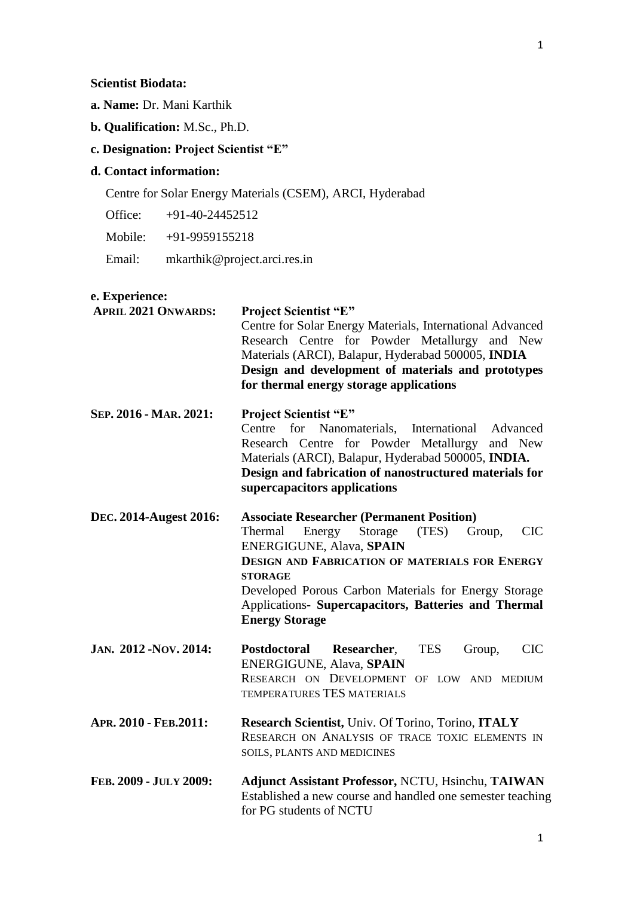**Scientist Biodata:**

**a. Name:** Dr. Mani Karthik

**b. Qualification:** M.Sc., Ph.D.

**c. Designation: Project Scientist "E"**

**d. Contact information:**

Centre for Solar Energy Materials (CSEM), ARCI, Hyderabad

Office: +91-40-24452512

Mobile: +91-9959155218

Email: mkarthik@project.arci.res.in

**e. Experience:**

**APRIL 2021 ONWARDS:** **Project Scientist "E"**
Centre for Solar Energy Materials, International Advanced Research Centre for Powder Metallurgy and New Materials (ARCI), Balapur, Hyderabad 500005, **INDIA**
**Design and development of materials and prototypes for thermal energy storage applications**

**SEP. 2016 - MAR. 2021:** **Project Scientist "E"**
Centre for Nanomaterials, International Advanced Research Centre for Powder Metallurgy and New Materials (ARCI), Balapur, Hyderabad 500005, **INDIA.**
**Design and fabrication of nanostructured materials for supercapacitors applications**

**DEC. 2014-Augest 2016:** **Associate Researcher (Permanent Position)**
Thermal Energy Storage (TES) Group, CIC ENERGIGUNE, Alava, **SPAIN**
**DESIGN AND FABRICATION OF MATERIALS FOR ENERGY STORAGE**
Developed Porous Carbon Materials for Energy Storage Applications- **Supercapacitors, Batteries and Thermal Energy Storage**

**JAN. 2012 -NOV. 2014:** **Postdoctoral Researcher**, TES Group, CIC ENERGIGUNE, Alava, **SPAIN**
RESEARCH ON DEVELOPMENT OF LOW AND MEDIUM TEMPERATURES TES MATERIALS

**APR. 2010 - FEB.2011:** **Research Scientist,** Univ. Of Torino, Torino, **ITALY**
RESEARCH ON ANALYSIS OF TRACE TOXIC ELEMENTS IN SOILS, PLANTS AND MEDICINES

**FEB. 2009 - JULY 2009:** **Adjunct Assistant Professor,** NCTU, Hsinchu, **TAIWAN**
Established a new course and handled one semester teaching for PG students of NCTU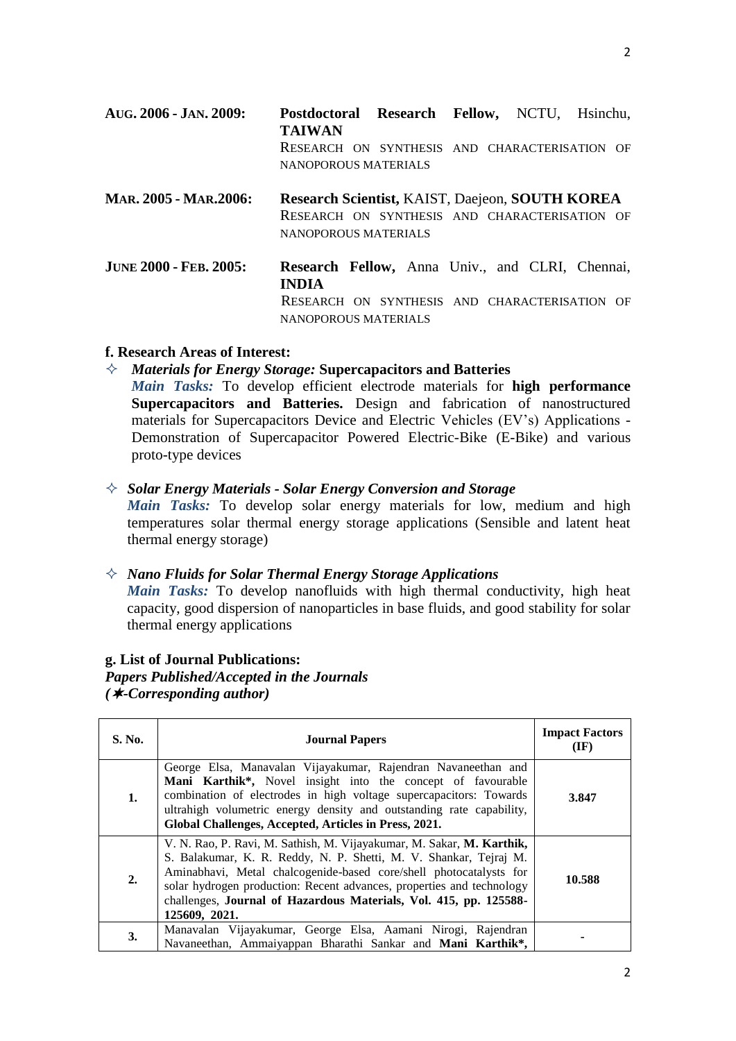**AUG. 2006 - JAN. 2009:** **Postdoctoral Research Fellow,** NCTU, Hsinchu, **TAIWAN**
RESEARCH ON SYNTHESIS AND CHARACTERISATION OF NANOPOROUS MATERIALS

**MAR. 2005 - MAR.2006:** **Research Scientist,** KAIST, Daejeon, **SOUTH KOREA**
RESEARCH ON SYNTHESIS AND CHARACTERISATION OF NANOPOROUS MATERIALS

**JUNE 2000 - FEB. 2005:** **Research Fellow,** Anna Univ., and CLRI, Chennai, **INDIA**
RESEARCH ON SYNTHESIS AND CHARACTERISATION OF NANOPOROUS MATERIALS

### f. Research Areas of Interest:

- ✧ ***Materials for Energy Storage:*** **Supercapacitors and Batteries**
  ***Main Tasks:*** To develop efficient electrode materials for **high performance Supercapacitors and Batteries.** Design and fabrication of nanostructured materials for Supercapacitors Device and Electric Vehicles (EV's) Applications - Demonstration of Supercapacitor Powered Electric-Bike (E-Bike) and various proto-type devices

- ✧ ***Solar Energy Materials - Solar Energy Conversion and Storage***
  ***Main Tasks:*** To develop solar energy materials for low, medium and high temperatures solar thermal energy storage applications (Sensible and latent heat thermal energy storage)

- ✧ ***Nano Fluids for Solar Thermal Energy Storage Applications***
  ***Main Tasks:*** To develop nanofluids with high thermal conductivity, high heat capacity, good dispersion of nanoparticles in base fluids, and good stability for solar thermal energy applications

### g. List of Journal Publications:

***Papers Published/Accepted in the Journals***
***(✶-Corresponding author)***

| S. No. | Journal Papers | Impact Factors (IF) |
|---|---|---|
| **1.** | George Elsa, Manavalan Vijayakumar, Rajendran Navaneethan and **Mani Karthik\*,** Novel insight into the concept of favourable combination of electrodes in high voltage supercapacitors: Towards ultrahigh volumetric energy density and outstanding rate capability, **Global Challenges, Accepted, Articles in Press, 2021.** | **3.847** |
| **2.** | V. N. Rao, P. Ravi, M. Sathish, M. Vijayakumar, M. Sakar, **M. Karthik,** S. Balakumar, K. R. Reddy, N. P. Shetti, M. V. Shankar, Tejraj M. Aminabhavi, Metal chalcogenide-based core/shell photocatalysts for solar hydrogen production: Recent advances, properties and technology challenges, **Journal of Hazardous Materials, Vol. 415, pp. 125588-125609, 2021.** | **10.588** |
| **3.** | Manavalan Vijayakumar, George Elsa, Aamani Nirogi, Rajendran Navaneethan, Ammaiyappan Bharathi Sankar and **Mani Karthik\*,** | **-** |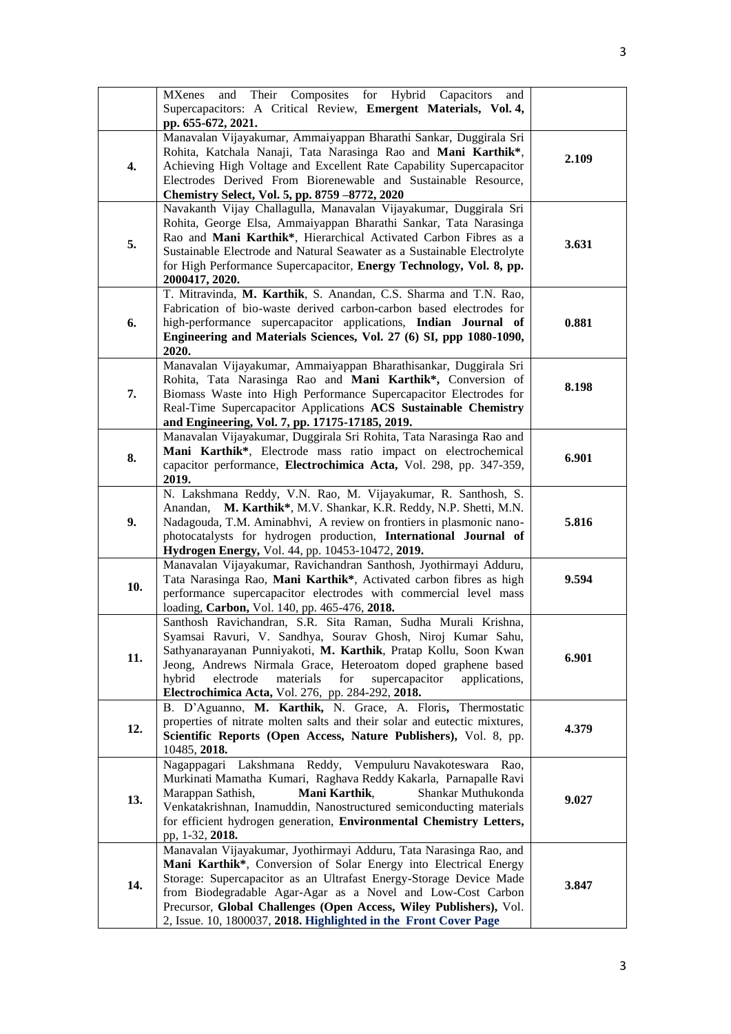|  | MXenes and Their Composites for Hybrid Capacitors and Supercapacitors: A Critical Review, **Emergent Materials, Vol. 4, pp. 655-672, 2021.** |  |
|---|---|---|
| **4.** | Manavalan Vijayakumar, Ammaiyappan Bharathi Sankar, Duggirala Sri Rohita, Katchala Nanaji, Tata Narasinga Rao and **Mani Karthik***, Achieving High Voltage and Excellent Rate Capability Supercapacitor Electrodes Derived From Biorenewable and Sustainable Resource, **Chemistry Select, Vol. 5, pp. 8759 –8772, 2020** | **2.109** |
| **5.** | Navakanth Vijay Challagulla, Manavalan Vijayakumar, Duggirala Sri Rohita, George Elsa, Ammaiyappan Bharathi Sankar, Tata Narasinga Rao and **Mani Karthik***, Hierarchical Activated Carbon Fibres as a Sustainable Electrode and Natural Seawater as a Sustainable Electrolyte for High Performance Supercapacitor, **Energy Technology, Vol. 8, pp. 2000417, 2020.** | **3.631** |
| **6.** | T. Mitravinda, **M. Karthik**, S. Anandan, C.S. Sharma and T.N. Rao, Fabrication of bio-waste derived carbon-carbon based electrodes for high-performance supercapacitor applications, **Indian Journal of Engineering and Materials Sciences, Vol. 27 (6) SI, ppp 1080-1090, 2020.** | **0.881** |
| **7.** | Manavalan Vijayakumar, Ammaiyappan Bharathisankar, Duggirala Sri Rohita, Tata Narasinga Rao and **Mani Karthik***, Conversion of Biomass Waste into High Performance Supercapacitor Electrodes for Real-Time Supercapacitor Applications **ACS Sustainable Chemistry and Engineering, Vol. 7, pp. 17175-17185, 2019.** | **8.198** |
| **8.** | Manavalan Vijayakumar, Duggirala Sri Rohita, Tata Narasinga Rao and **Mani Karthik***, Electrode mass ratio impact on electrochemical capacitor performance, **Electrochimica Acta,** Vol. 298, pp. 347-359, **2019.** | **6.901** |
| **9.** | N. Lakshmana Reddy, V.N. Rao, M. Vijayakumar, R. Santhosh, S. Anandan, **M. Karthik***, M.V. Shankar, K.R. Reddy, N.P. Shetti, M.N. Nadagouda, T.M. Aminabhvi, A review on frontiers in plasmonic nano-photocatalysts for hydrogen production, **International Journal of Hydrogen Energy,** Vol. 44, pp. 10453-10472, **2019.** | **5.816** |
| **10.** | Manavalan Vijayakumar, Ravichandran Santhosh, Jyothirmayi Adduru, Tata Narasinga Rao, **Mani Karthik***, Activated carbon fibres as high performance supercapacitor electrodes with commercial level mass loading, **Carbon,** Vol. 140, pp. 465-476, **2018.** | **9.594** |
| **11.** | Santhosh Ravichandran, S.R. Sita Raman, Sudha Murali Krishna, Syamsai Ravuri, V. Sandhya, Sourav Ghosh, Niroj Kumar Sahu, Sathyanarayanan Punniyakoti, **M. Karthik**, Pratap Kollu, Soon Kwan Jeong, Andrews Nirmala Grace, Heteroatom doped graphene based hybrid electrode materials for supercapacitor applications, **Electrochimica Acta,** Vol. 276, pp. 284-292, **2018.** | **6.901** |
| **12.** | B. D'Aguanno, **M. Karthik,** N. Grace, A. Floris**,** Thermostatic properties of nitrate molten salts and their solar and eutectic mixtures, **Scientific Reports (Open Access, Nature Publishers),** Vol. 8, pp. 10485, **2018.** | **4.379** |
| **13.** | Nagappagari Lakshmana Reddy, Vempuluru Navakoteswara Rao, Murkinati Mamatha Kumari, Raghava Reddy Kakarla, Parnapalle Ravi Marappan Sathish, **Mani Karthik**, Shankar Muthukonda Venkatakrishnan, Inamuddin, Nanostructured semiconducting materials for efficient hydrogen generation, **Environmental Chemistry Letters,** pp, 1-32, **2018.** | **9.027** |
| **14.** | Manavalan Vijayakumar, Jyothirmayi Adduru, Tata Narasinga Rao, and **Mani Karthik***, Conversion of Solar Energy into Electrical Energy Storage: Supercapacitor as an Ultrafast Energy-Storage Device Made from Biodegradable Agar-Agar as a Novel and Low-Cost Carbon Precursor, **Global Challenges (Open Access, Wiley Publishers),** Vol. 2, Issue. 10, 1800037, **2018. Highlighted in the Front Cover Page** | **3.847** |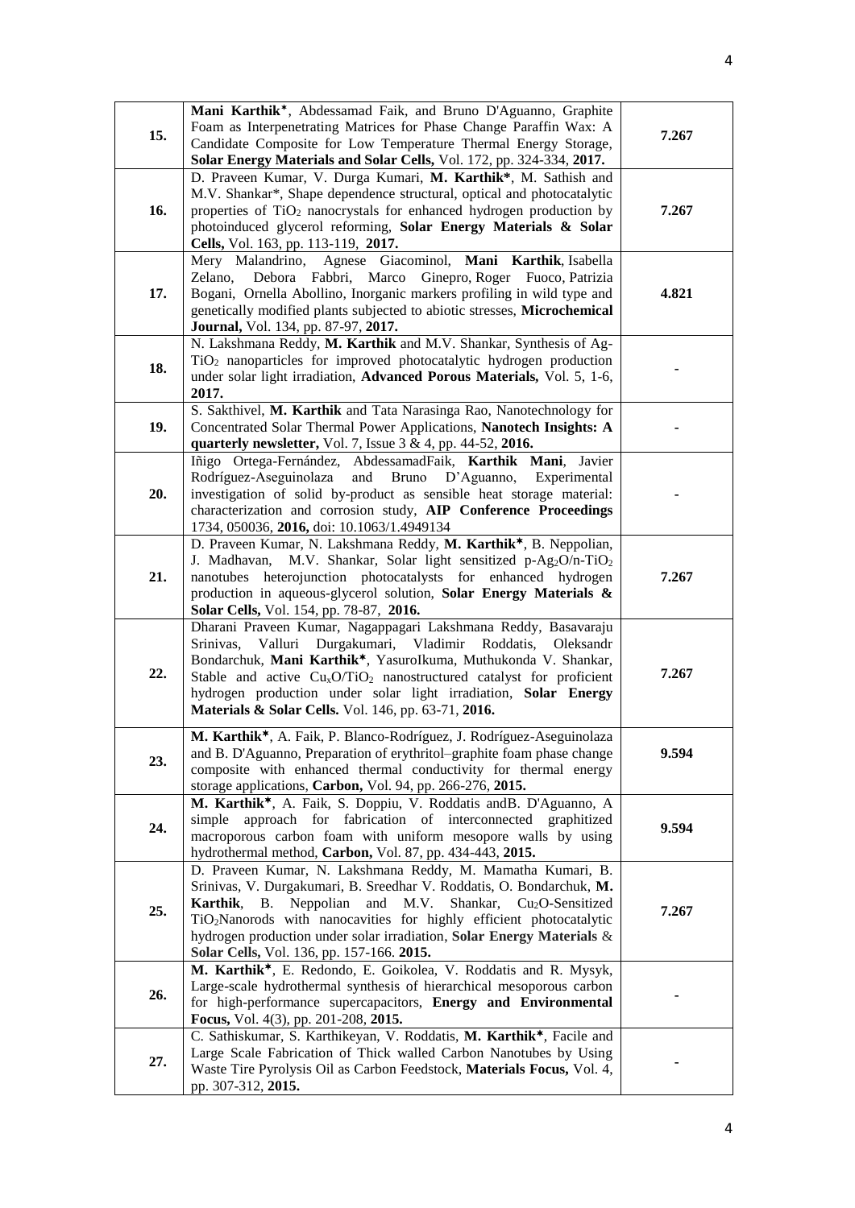| | | |
|---|---|---|
| **15.** | **Mani Karthik***, Abdessamad Faik, and Bruno D'Aguanno, Graphite Foam as Interpenetrating Matrices for Phase Change Paraffin Wax: A Candidate Composite for Low Temperature Thermal Energy Storage, **Solar Energy Materials and Solar Cells,** Vol. 172, pp. 324-334, **2017.** | **7.267** |
| **16.** | D. Praveen Kumar, V. Durga Kumari, **M. Karthik***, M. Sathish and M.V. Shankar*, Shape dependence structural, optical and photocatalytic properties of $TiO_2$ nanocrystals for enhanced hydrogen production by photoinduced glycerol reforming, **Solar Energy Materials & Solar Cells,** Vol. 163, pp. 113-119, **2017.** | **7.267** |
| **17.** | Mery Malandrino, Agnese Giacominol, **Mani Karthik**, Isabella Zelano, Debora Fabbri, Marco Ginepro, Roger Fuoco, Patrizia Bogani, Ornella Abollino, Inorganic markers profiling in wild type and genetically modified plants subjected to abiotic stresses, **Microchemical Journal,** Vol. 134, pp. 87-97, **2017.** | **4.821** |
| **18.** | N. Lakshmana Reddy, **M. Karthik** and M.V. Shankar, Synthesis of Ag-$TiO_2$ nanoparticles for improved photocatalytic hydrogen production under solar light irradiation, **Advanced Porous Materials,** Vol. 5, 1-6, **2017.** | **-** |
| **19.** | S. Sakthivel, **M. Karthik** and Tata Narasinga Rao, Nanotechnology for Concentrated Solar Thermal Power Applications, **Nanotech Insights: A quarterly newsletter,** Vol. 7, Issue 3 & 4, pp. 44-52, **2016.** | **-** |
| **20.** | Iñigo Ortega-Fernández, AbdessamadFaik, **Karthik Mani**, Javier Rodríguez-Aseguinolaza and Bruno D'Aguanno, Experimental investigation of solid by-product as sensible heat storage material: characterization and corrosion study, **AIP Conference Proceedings** 1734, 050036, **2016,** doi: 10.1063/1.4949134 | **-** |
| **21.** | D. Praveen Kumar, N. Lakshmana Reddy, **M. Karthik***, B. Neppolian, J. Madhavan, M.V. Shankar, Solar light sensitized p-$Ag_2O$/n-$TiO_2$ nanotubes heterojunction photocatalysts for enhanced hydrogen production in aqueous-glycerol solution, **Solar Energy Materials & Solar Cells,** Vol. 154, pp. 78-87, **2016.** | **7.267** |
| **22.** | Dharani Praveen Kumar, Nagappagari Lakshmana Reddy, Basavaraju Srinivas, Valluri Durgakumari, Vladimir Roddatis, Oleksandr Bondarchuk, **Mani Karthik***, YasuroIkuma, Muthukonda V. Shankar, Stable and active $Cu_xO/TiO_2$ nanostructured catalyst for proficient hydrogen production under solar light irradiation, **Solar Energy Materials & Solar Cells.** Vol. 146, pp. 63-71, **2016.** | **7.267** |
| **23.** | **M. Karthik***, A. Faik, P. Blanco-Rodríguez, J. Rodríguez-Aseguinolaza and B. D'Aguanno, Preparation of erythritol–graphite foam phase change composite with enhanced thermal conductivity for thermal energy storage applications, **Carbon,** Vol. 94, pp. 266-276, **2015.** | **9.594** |
| **24.** | **M. Karthik***, A. Faik, S. Doppiu, V. Roddatis andB. D'Aguanno, A simple approach for fabrication of interconnected graphitized macroporous carbon foam with uniform mesopore walls by using hydrothermal method, **Carbon,** Vol. 87, pp. 434-443, **2015.** | **9.594** |
| **25.** | D. Praveen Kumar, N. Lakshmana Reddy, M. Mamatha Kumari, B. Srinivas, V. Durgakumari, B. Sreedhar V. Roddatis, O. Bondarchuk, **M. Karthik**, B. Neppolian and M.V. Shankar, $Cu_2O$-Sensitized $TiO_2$Nanorods with nanocavities for highly efficient photocatalytic hydrogen production under solar irradiation, **Solar Energy Materials** & **Solar Cells,** Vol. 136, pp. 157-166. **2015.** | **7.267** |
| **26.** | **M. Karthik***, E. Redondo, E. Goikolea, V. Roddatis and R. Mysyk, Large-scale hydrothermal synthesis of hierarchical mesoporous carbon for high-performance supercapacitors, **Energy and Environmental Focus,** Vol. 4(3), pp. 201-208, **2015.** | **-** |
| **27.** | C. Sathiskumar, S. Karthikeyan, V. Roddatis, **M. Karthik***, Facile and Large Scale Fabrication of Thick walled Carbon Nanotubes by Using Waste Tire Pyrolysis Oil as Carbon Feedstock, **Materials Focus,** Vol. 4, pp. 307-312, **2015.** | **-** |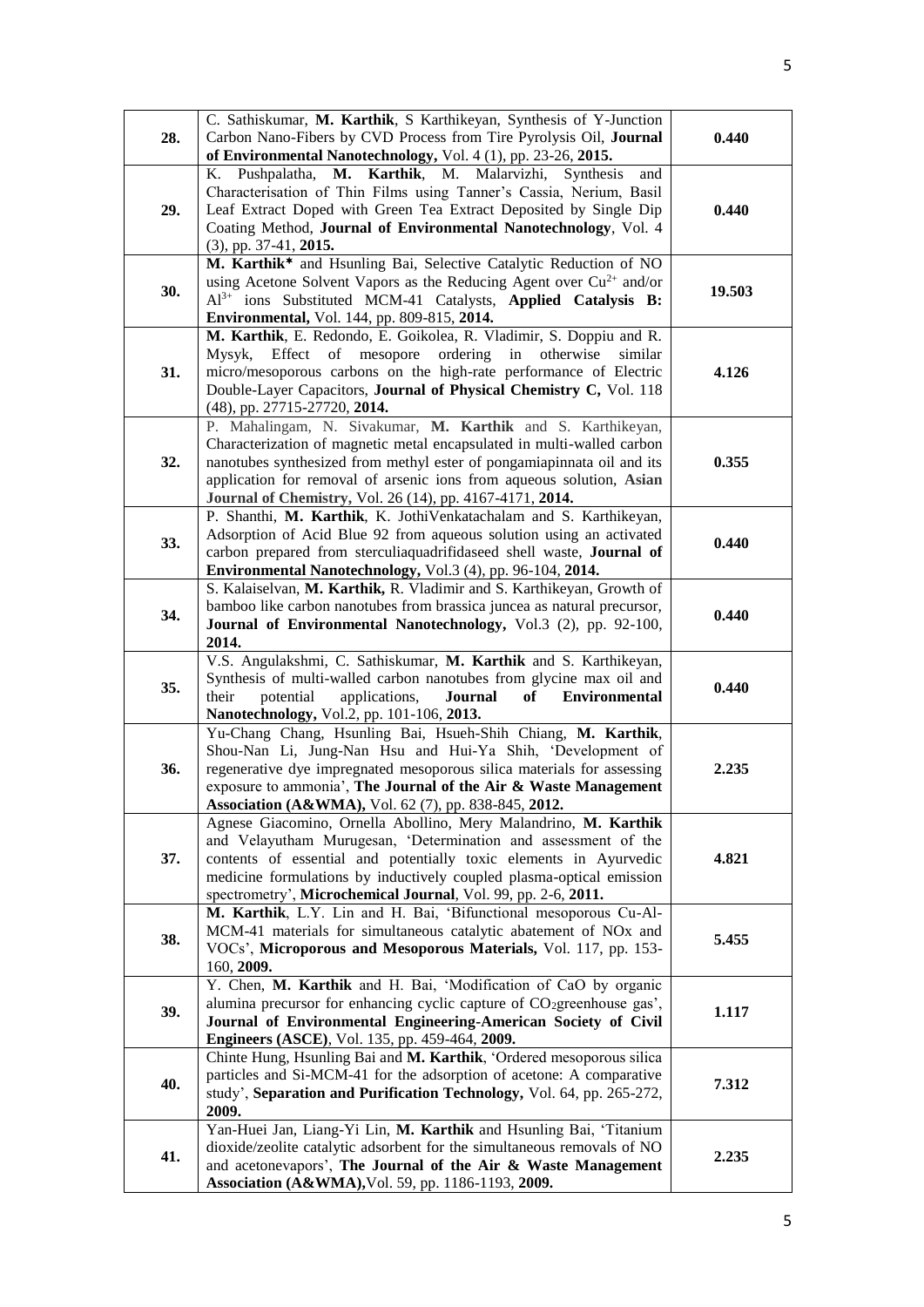| | | |
|---|---|---|
| **28.** | C. Sathiskumar, **M. Karthik**, S Karthikeyan, Synthesis of Y-Junction Carbon Nano-Fibers by CVD Process from Tire Pyrolysis Oil, **Journal of Environmental Nanotechnology,** Vol. 4 (1), pp. 23-26, **2015.** | **0.440** |
| **29.** | K. Pushpalatha, **M. Karthik**, M. Malarvizhi, Synthesis and Characterisation of Thin Films using Tanner's Cassia, Nerium, Basil Leaf Extract Doped with Green Tea Extract Deposited by Single Dip Coating Method, **Journal of Environmental Nanotechnology**, Vol. 4 (3), pp. 37-41, **2015.** | **0.440** |
| **30.** | **M. Karthik*** and Hsunling Bai, Selective Catalytic Reduction of NO using Acetone Solvent Vapors as the Reducing Agent over $Cu^{2+}$ and/or $Al^{3+}$ ions Substituted MCM-41 Catalysts, **Applied Catalysis B: Environmental,** Vol. 144, pp. 809-815, **2014.** | **19.503** |
| **31.** | **M. Karthik**, E. Redondo, E. Goikolea, R. Vladimir, S. Doppiu and R. Mysyk, Effect of mesopore ordering in otherwise similar micro/mesoporous carbons on the high-rate performance of Electric Double-Layer Capacitors, **Journal of Physical Chemistry C,** Vol. 118 (48), pp. 27715-27720, **2014.** | **4.126** |
| **32.** | P. Mahalingam, N. Sivakumar, **M. Karthik** and S. Karthikeyan, Characterization of magnetic metal encapsulated in multi-walled carbon nanotubes synthesized from methyl ester of pongamiapinnata oil and its application for removal of arsenic ions from aqueous solution, **Asian Journal of Chemistry,** Vol. 26 (14), pp. 4167-4171, **2014.** | **0.355** |
| **33.** | P. Shanthi, **M. Karthik**, K. JothiVenkatachalam and S. Karthikeyan, Adsorption of Acid Blue 92 from aqueous solution using an activated carbon prepared from sterculiaquadrifidaseed shell waste, **Journal of Environmental Nanotechnology,** Vol.3 (4), pp. 96-104, **2014.** | **0.440** |
| **34.** | S. Kalaiselvan, **M. Karthik,** R. Vladimir and S. Karthikeyan, Growth of bamboo like carbon nanotubes from brassica juncea as natural precursor, **Journal of Environmental Nanotechnology,** Vol.3 (2), pp. 92-100, **2014.** | **0.440** |
| **35.** | V.S. Angulakshmi, C. Sathiskumar, **M. Karthik** and S. Karthikeyan, Synthesis of multi-walled carbon nanotubes from glycine max oil and their potential applications, **Journal of Environmental Nanotechnology,** Vol.2, pp. 101-106, **2013.** | **0.440** |
| **36.** | Yu-Chang Chang, Hsunling Bai, Hsueh-Shih Chiang, **M. Karthik**, Shou-Nan Li, Jung-Nan Hsu and Hui-Ya Shih, 'Development of regenerative dye impregnated mesoporous silica materials for assessing exposure to ammonia', **The Journal of the Air & Waste Management Association (A&WMA),** Vol. 62 (7), pp. 838-845, **2012.** | **2.235** |
| **37.** | Agnese Giacomino, Ornella Abollino, Mery Malandrino, **M. Karthik** and Velayutham Murugesan, 'Determination and assessment of the contents of essential and potentially toxic elements in Ayurvedic medicine formulations by inductively coupled plasma-optical emission spectrometry', **Microchemical Journal**, Vol. 99, pp. 2-6, **2011.** | **4.821** |
| **38.** | **M. Karthik**, L.Y. Lin and H. Bai, 'Bifunctional mesoporous Cu-Al-MCM-41 materials for simultaneous catalytic abatement of NOx and VOCs', **Microporous and Mesoporous Materials,** Vol. 117, pp. 153-160, **2009.** | **5.455** |
| **39.** | Y. Chen, **M. Karthik** and H. Bai, 'Modification of CaO by organic alumina precursor for enhancing cyclic capture of $CO_2$greenhouse gas', **Journal of Environmental Engineering-American Society of Civil Engineers (ASCE)**, Vol. 135, pp. 459-464, **2009.** | **1.117** |
| **40.** | Chinte Hung, Hsunling Bai and **M. Karthik**, 'Ordered mesoporous silica particles and Si-MCM-41 for the adsorption of acetone: A comparative study', **Separation and Purification Technology,** Vol. 64, pp. 265-272, **2009.** | **7.312** |
| **41.** | Yan-Huei Jan, Liang-Yi Lin, **M. Karthik** and Hsunling Bai, 'Titanium dioxide/zeolite catalytic adsorbent for the simultaneous removals of NO and acetonevapors', **The Journal of the Air & Waste Management Association (A&WMA),**Vol. 59, pp. 1186-1193, **2009.** | **2.235** |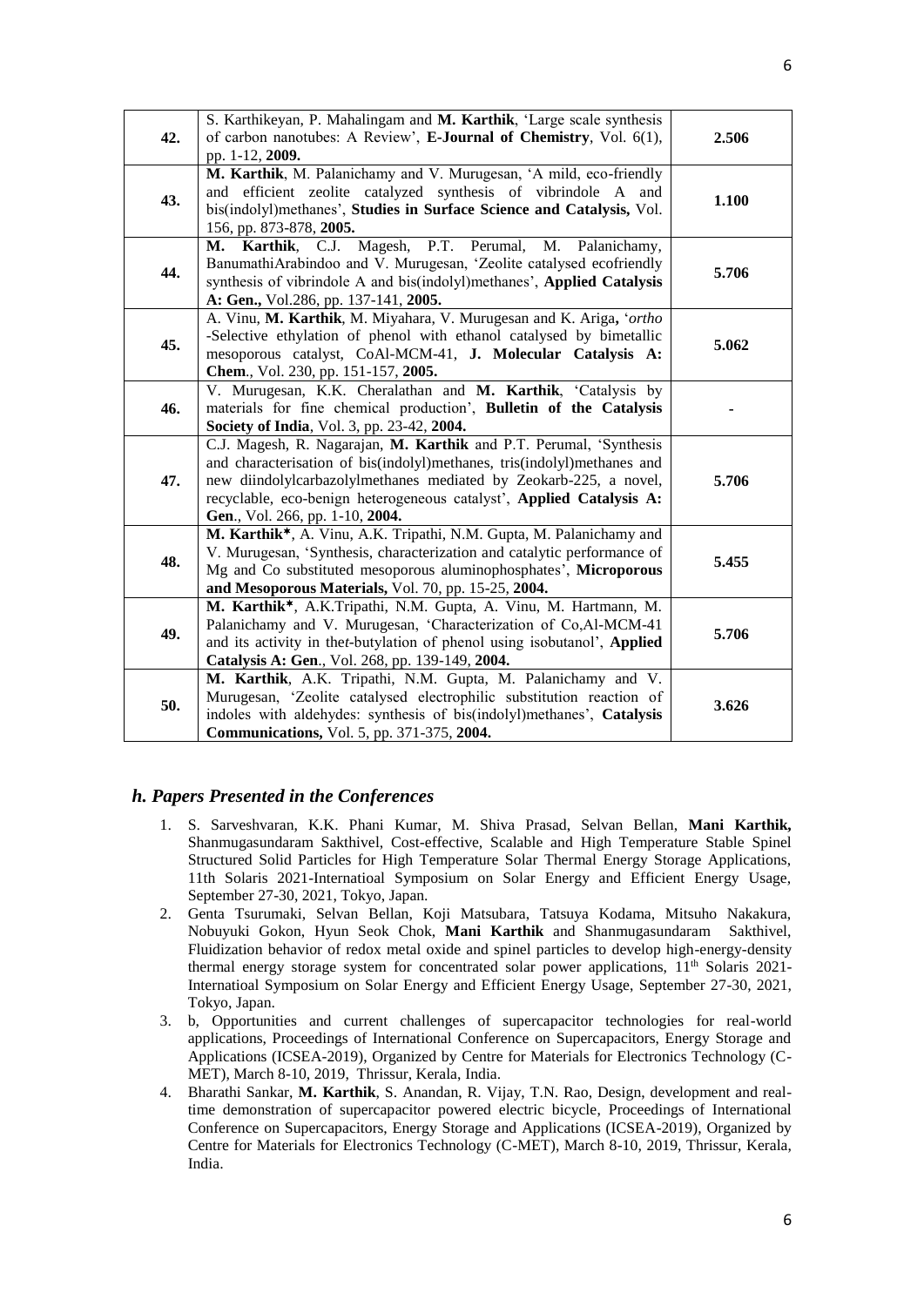| | | |
|---|---|---|
| **42.** | S. Karthikeyan, P. Mahalingam and **M. Karthik**, 'Large scale synthesis of carbon nanotubes: A Review', **E-Journal of Chemistry**, Vol. 6(1), pp. 1-12, **2009.** | **2.506** |
| **43.** | **M. Karthik**, M. Palanichamy and V. Murugesan, 'A mild, eco-friendly and efficient zeolite catalyzed synthesis of vibrindole A and bis(indolyl)methanes', **Studies in Surface Science and Catalysis,** Vol. 156, pp. 873-878, **2005.** | **1.100** |
| **44.** | **M. Karthik**, C.J. Magesh, P.T. Perumal, M. Palanichamy, BanumathiArabindoo and V. Murugesan, 'Zeolite catalysed ecofriendly synthesis of vibrindole A and bis(indolyl)methanes', **Applied Catalysis A: Gen.,** Vol.286, pp. 137-141, **2005.** | **5.706** |
| **45.** | A. Vinu, **M. Karthik**, M. Miyahara, V. Murugesan and K. Ariga**,** '*ortho* -Selective ethylation of phenol with ethanol catalysed by bimetallic mesoporous catalyst, CoAl-MCM-41, **J. Molecular Catalysis A: Chem**., Vol. 230, pp. 151-157, **2005.** | **5.062** |
| **46.** | V. Murugesan, K.K. Cheralathan and **M. Karthik**, 'Catalysis by materials for fine chemical production', **Bulletin of the Catalysis Society of India**, Vol. 3, pp. 23-42, **2004.** | **-** |
| **47.** | C.J. Magesh, R. Nagarajan, **M. Karthik** and P.T. Perumal, 'Synthesis and characterisation of bis(indolyl)methanes, tris(indolyl)methanes and new diindolylcarbazolylmethanes mediated by Zeokarb-225, a novel, recyclable, eco-benign heterogeneous catalyst', **Applied Catalysis A: Gen**., Vol. 266, pp. 1-10, **2004.** | **5.706** |
| **48.** | **M. Karthik***, A. Vinu, A.K. Tripathi, N.M. Gupta, M. Palanichamy and V. Murugesan, 'Synthesis, characterization and catalytic performance of Mg and Co substituted mesoporous aluminophosphates', **Microporous and Mesoporous Materials,** Vol. 70, pp. 15-25, **2004.** | **5.455** |
| **49.** | **M. Karthik***, A.K.Tripathi, N.M. Gupta, A. Vinu, M. Hartmann, M. Palanichamy and V. Murugesan, 'Characterization of Co,Al-MCM-41 and its activity in the*t*-butylation of phenol using isobutanol', **Applied Catalysis A: Gen**., Vol. 268, pp. 139-149, **2004.** | **5.706** |
| **50.** | **M. Karthik**, A.K. Tripathi, N.M. Gupta, M. Palanichamy and V. Murugesan, 'Zeolite catalysed electrophilic substitution reaction of indoles with aldehydes: synthesis of bis(indolyl)methanes', **Catalysis Communications,** Vol. 5, pp. 371-375, **2004.** | **3.626** |

### *h. Papers Presented in the Conferences*

1. S. Sarveshvaran, K.K. Phani Kumar, M. Shiva Prasad, Selvan Bellan, **Mani Karthik,** Shanmugasundaram Sakthivel, Cost-effective, Scalable and High Temperature Stable Spinel Structured Solid Particles for High Temperature Solar Thermal Energy Storage Applications, 11th Solaris 2021-Internatioal Symposium on Solar Energy and Efficient Energy Usage, September 27-30, 2021, Tokyo, Japan.
2. Genta Tsurumaki, Selvan Bellan, Koji Matsubara, Tatsuya Kodama, Mitsuho Nakakura, Nobuyuki Gokon, Hyun Seok Chok, **Mani Karthik** and Shanmugasundaram Sakthivel, Fluidization behavior of redox metal oxide and spinel particles to develop high-energy-density thermal energy storage system for concentrated solar power applications, 11th Solaris 2021-Internatioal Symposium on Solar Energy and Efficient Energy Usage, September 27-30, 2021, Tokyo, Japan.
3. b, Opportunities and current challenges of supercapacitor technologies for real-world applications, Proceedings of International Conference on Supercapacitors, Energy Storage and Applications (ICSEA-2019), Organized by Centre for Materials for Electronics Technology (C-MET), March 8-10, 2019, Thrissur, Kerala, India.
4. Bharathi Sankar, **M. Karthik**, S. Anandan, R. Vijay, T.N. Rao, Design, development and real-time demonstration of supercapacitor powered electric bicycle, Proceedings of International Conference on Supercapacitors, Energy Storage and Applications (ICSEA-2019), Organized by Centre for Materials for Electronics Technology (C-MET), March 8-10, 2019, Thrissur, Kerala, India.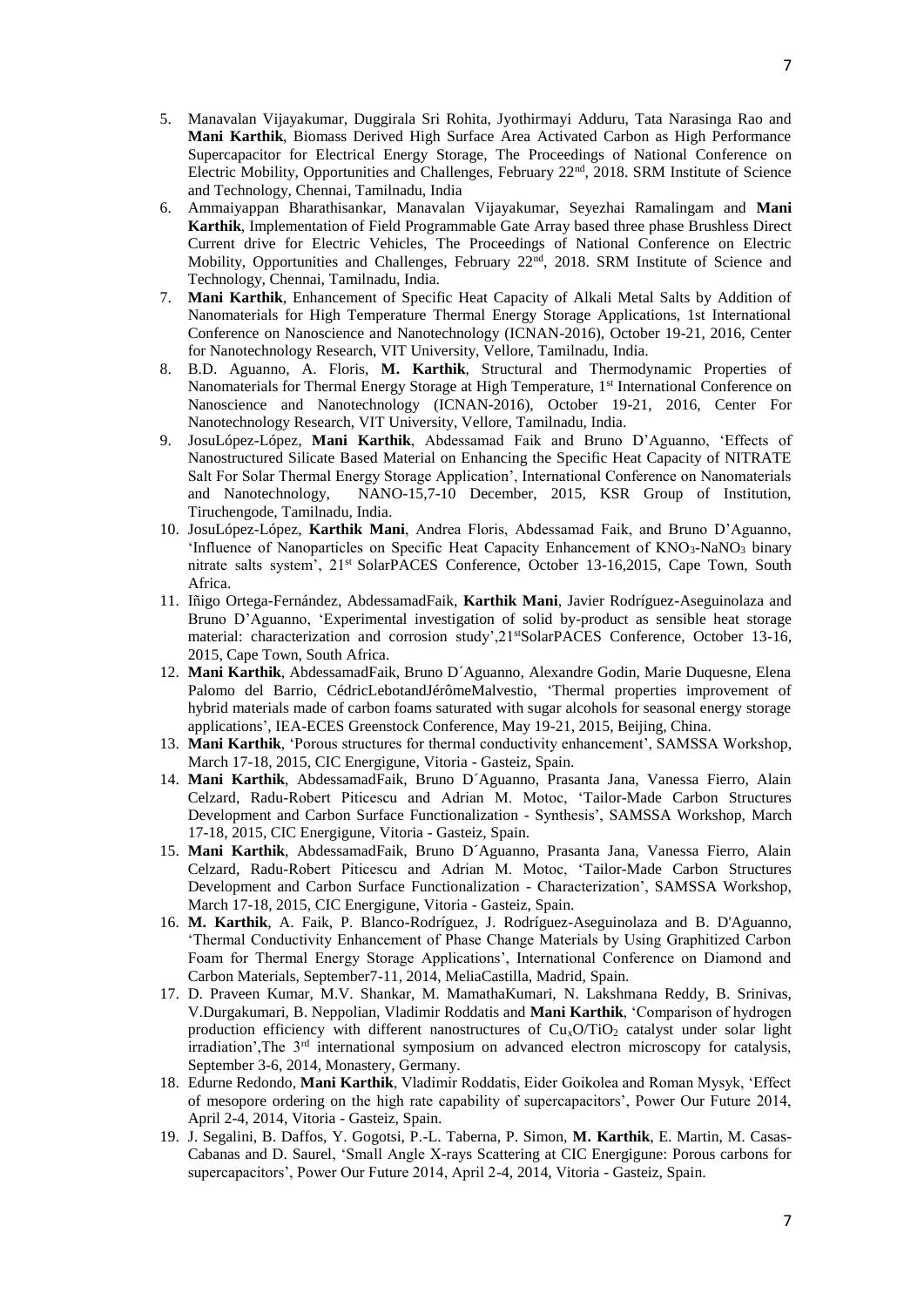5. Manavalan Vijayakumar, Duggirala Sri Rohita, Jyothirmayi Adduru, Tata Narasinga Rao and **Mani Karthik**, Biomass Derived High Surface Area Activated Carbon as High Performance Supercapacitor for Electrical Energy Storage, The Proceedings of National Conference on Electric Mobility, Opportunities and Challenges, February 22nd, 2018. SRM Institute of Science and Technology, Chennai, Tamilnadu, India
6. Ammaiyappan Bharathisankar, Manavalan Vijayakumar, Seyezhai Ramalingam and **Mani Karthik**, Implementation of Field Programmable Gate Array based three phase Brushless Direct Current drive for Electric Vehicles, The Proceedings of National Conference on Electric Mobility, Opportunities and Challenges, February 22nd, 2018. SRM Institute of Science and Technology, Chennai, Tamilnadu, India.
7. **Mani Karthik**, Enhancement of Specific Heat Capacity of Alkali Metal Salts by Addition of Nanomaterials for High Temperature Thermal Energy Storage Applications, 1st International Conference on Nanoscience and Nanotechnology (ICNAN-2016), October 19-21, 2016, Center for Nanotechnology Research, VIT University, Vellore, Tamilnadu, India.
8. B.D. Aguanno, A. Floris, **M. Karthik**, Structural and Thermodynamic Properties of Nanomaterials for Thermal Energy Storage at High Temperature, 1st International Conference on Nanoscience and Nanotechnology (ICNAN-2016), October 19-21, 2016, Center For Nanotechnology Research, VIT University, Vellore, Tamilnadu, India.
9. JosuLópez-López, **Mani Karthik**, Abdessamad Faik and Bruno D'Aguanno, 'Effects of Nanostructured Silicate Based Material on Enhancing the Specific Heat Capacity of NITRATE Salt For Solar Thermal Energy Storage Application', International Conference on Nanomaterials and Nanotechnology, NANO-15,7-10 December, 2015, KSR Group of Institution, Tiruchengode, Tamilnadu, India.
10. JosuLópez-López, **Karthik Mani**, Andrea Floris, Abdessamad Faik, and Bruno D'Aguanno, 'Influence of Nanoparticles on Specific Heat Capacity Enhancement of $KNO_3$-$NaNO_3$ binary nitrate salts system', 21st SolarPACES Conference, October 13-16,2015, Cape Town, South Africa.
11. Iñigo Ortega-Fernández, AbdessamadFaik, **Karthik Mani**, Javier Rodríguez-Aseguinolaza and Bruno D'Aguanno, 'Experimental investigation of solid by-product as sensible heat storage material: characterization and corrosion study',21stSolarPACES Conference, October 13-16, 2015, Cape Town, South Africa.
12. **Mani Karthik**, AbdessamadFaik, Bruno D´Aguanno, Alexandre Godin, Marie Duquesne, Elena Palomo del Barrio, CédricLebotandJérômeMalvestio, 'Thermal properties improvement of hybrid materials made of carbon foams saturated with sugar alcohols for seasonal energy storage applications', IEA-ECES Greenstock Conference, May 19-21, 2015, Beijing, China.
13. **Mani Karthik**, 'Porous structures for thermal conductivity enhancement', SAMSSA Workshop, March 17-18, 2015, CIC Energigune, Vitoria - Gasteiz, Spain.
14. **Mani Karthik**, AbdessamadFaik, Bruno D´Aguanno, Prasanta Jana, Vanessa Fierro, Alain Celzard, Radu-Robert Piticescu and Adrian M. Motoc, 'Tailor-Made Carbon Structures Development and Carbon Surface Functionalization - Synthesis', SAMSSA Workshop, March 17-18, 2015, CIC Energigune, Vitoria - Gasteiz, Spain.
15. **Mani Karthik**, AbdessamadFaik, Bruno D´Aguanno, Prasanta Jana, Vanessa Fierro, Alain Celzard, Radu-Robert Piticescu and Adrian M. Motoc, 'Tailor-Made Carbon Structures Development and Carbon Surface Functionalization - Characterization', SAMSSA Workshop, March 17-18, 2015, CIC Energigune, Vitoria - Gasteiz, Spain.
16. **M. Karthik**, A. Faik, P. Blanco-Rodríguez, J. Rodríguez-Aseguinolaza and B. D'Aguanno, 'Thermal Conductivity Enhancement of Phase Change Materials by Using Graphitized Carbon Foam for Thermal Energy Storage Applications', International Conference on Diamond and Carbon Materials, September7-11, 2014, MeliaCastilla, Madrid, Spain.
17. D. Praveen Kumar, M.V. Shankar, M. MamathaKumari, N. Lakshmana Reddy, B. Srinivas, V.Durgakumari, B. Neppolian, Vladimir Roddatis and **Mani Karthik**, 'Comparison of hydrogen production efficiency with different nanostructures of $Cu_xO/TiO_2$ catalyst under solar light irradiation',The 3rd international symposium on advanced electron microscopy for catalysis, September 3-6, 2014, Monastery, Germany.
18. Edurne Redondo, **Mani Karthik**, Vladimir Roddatis, Eider Goikolea and Roman Mysyk, 'Effect of mesopore ordering on the high rate capability of supercapacitors', Power Our Future 2014, April 2-4, 2014, Vitoria - Gasteiz, Spain.
19. J. Segalini, B. Daffos, Y. Gogotsi, P.-L. Taberna, P. Simon, **M. Karthik**, E. Martin, M. Casas-Cabanas and D. Saurel, 'Small Angle X-rays Scattering at CIC Energigune: Porous carbons for supercapacitors', Power Our Future 2014, April 2-4, 2014, Vitoria - Gasteiz, Spain.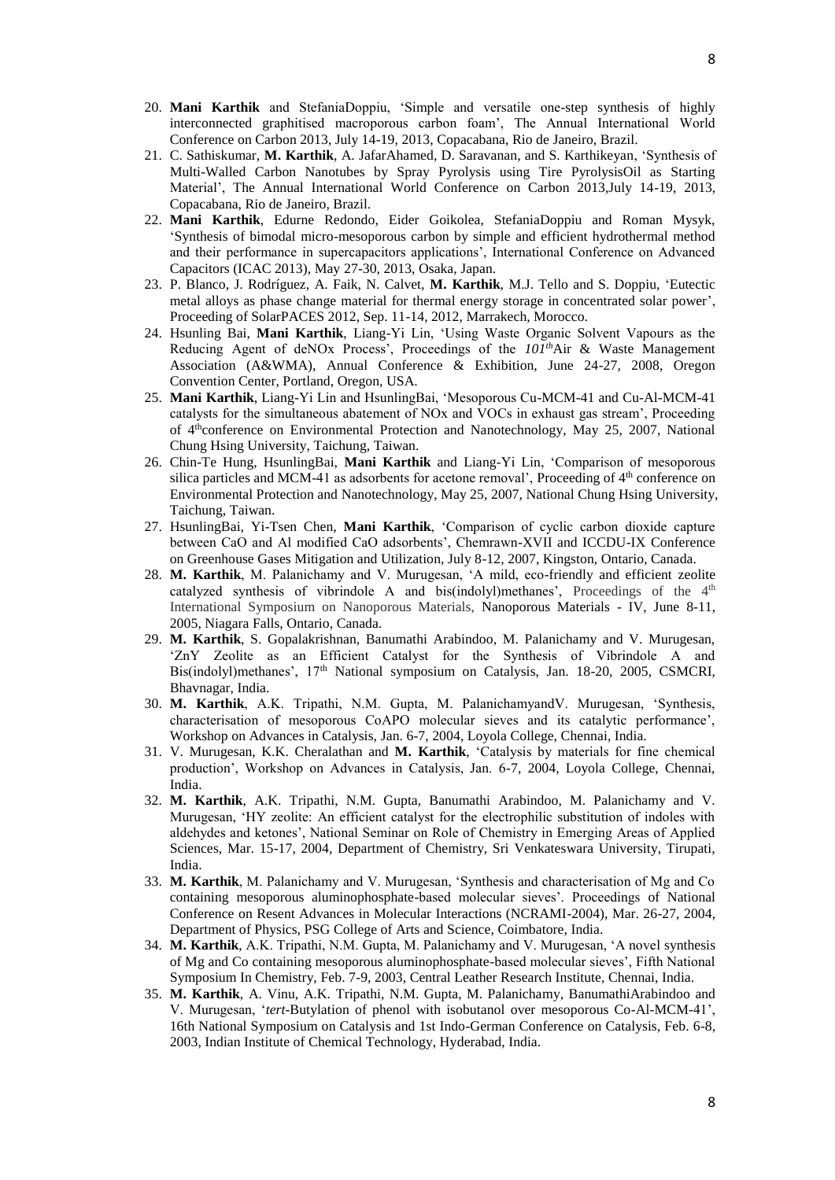20. **Mani Karthik** and StefaniaDoppiu, 'Simple and versatile one-step synthesis of highly interconnected graphitised macroporous carbon foam', The Annual International World Conference on Carbon 2013, July 14-19, 2013, Copacabana, Rio de Janeiro, Brazil.
21. C. Sathiskumar, **M. Karthik**, A. JafarAhamed, D. Saravanan, and S. Karthikeyan, 'Synthesis of Multi-Walled Carbon Nanotubes by Spray Pyrolysis using Tire PyrolysisOil as Starting Material', The Annual International World Conference on Carbon 2013,July 14-19, 2013, Copacabana, Rio de Janeiro, Brazil.
22. **Mani Karthik**, Edurne Redondo, Eider Goikolea, StefaniaDoppiu and Roman Mysyk, 'Synthesis of bimodal micro-mesoporous carbon by simple and efficient hydrothermal method and their performance in supercapacitors applications', International Conference on Advanced Capacitors (ICAC 2013), May 27-30, 2013, Osaka, Japan.
23. P. Blanco, J. Rodríguez, A. Faik, N. Calvet, **M. Karthik**, M.J. Tello and S. Doppiu, 'Eutectic metal alloys as phase change material for thermal energy storage in concentrated solar power', Proceeding of SolarPACES 2012, Sep. 11-14, 2012, Marrakech, Morocco.
24. Hsunling Bai, **Mani Karthik**, Liang-Yi Lin, 'Using Waste Organic Solvent Vapours as the Reducing Agent of deNOx Process', Proceedings of the *101th*Air & Waste Management Association (A&WMA), Annual Conference & Exhibition, June 24-27, 2008, Oregon Convention Center, Portland, Oregon, USA.
25. **Mani Karthik**, Liang-Yi Lin and HsunlingBai, 'Mesoporous Cu-MCM-41 and Cu-Al-MCM-41 catalysts for the simultaneous abatement of NOx and VOCs in exhaust gas stream', Proceeding of 4thconference on Environmental Protection and Nanotechnology, May 25, 2007, National Chung Hsing University, Taichung, Taiwan.
26. Chin-Te Hung, HsunlingBai, **Mani Karthik** and Liang-Yi Lin, 'Comparison of mesoporous silica particles and MCM-41 as adsorbents for acetone removal', Proceeding of 4th conference on Environmental Protection and Nanotechnology, May 25, 2007, National Chung Hsing University, Taichung, Taiwan.
27. HsunlingBai, Yi-Tsen Chen, **Mani Karthik**, 'Comparison of cyclic carbon dioxide capture between CaO and Al modified CaO adsorbents', Chemrawn-XVII and ICCDU-IX Conference on Greenhouse Gases Mitigation and Utilization, July 8-12, 2007, Kingston, Ontario, Canada.
28. **M. Karthik**, M. Palanichamy and V. Murugesan, 'A mild, eco-friendly and efficient zeolite catalyzed synthesis of vibrindole A and bis(indolyl)methanes', Proceedings of the 4th International Symposium on Nanoporous Materials, Nanoporous Materials - IV, June 8-11, 2005, Niagara Falls, Ontario, Canada.
29. **M. Karthik**, S. Gopalakrishnan, Banumathi Arabindoo, M. Palanichamy and V. Murugesan, 'ZnY Zeolite as an Efficient Catalyst for the Synthesis of Vibrindole A and Bis(indolyl)methanes', 17th National symposium on Catalysis, Jan. 18-20, 2005, CSMCRI, Bhavnagar, India.
30. **M. Karthik**, A.K. Tripathi, N.M. Gupta, M. PalanichamyandV. Murugesan, 'Synthesis, characterisation of mesoporous CoAPO molecular sieves and its catalytic performance', Workshop on Advances in Catalysis, Jan. 6-7, 2004, Loyola College, Chennai, India.
31. V. Murugesan, K.K. Cheralathan and **M. Karthik**, 'Catalysis by materials for fine chemical production', Workshop on Advances in Catalysis, Jan. 6-7, 2004, Loyola College, Chennai, India.
32. **M. Karthik**, A.K. Tripathi, N.M. Gupta, Banumathi Arabindoo, M. Palanichamy and V. Murugesan, 'HY zeolite: An efficient catalyst for the electrophilic substitution of indoles with aldehydes and ketones', National Seminar on Role of Chemistry in Emerging Areas of Applied Sciences, Mar. 15-17, 2004, Department of Chemistry, Sri Venkateswara University, Tirupati, India.
33. **M. Karthik**, M. Palanichamy and V. Murugesan, 'Synthesis and characterisation of Mg and Co containing mesoporous aluminophosphate-based molecular sieves'. Proceedings of National Conference on Resent Advances in Molecular Interactions (NCRAMI-2004), Mar. 26-27, 2004, Department of Physics, PSG College of Arts and Science, Coimbatore, India.
34. **M. Karthik**, A.K. Tripathi, N.M. Gupta, M. Palanichamy and V. Murugesan, 'A novel synthesis of Mg and Co containing mesoporous aluminophosphate-based molecular sieves', Fifth National Symposium In Chemistry, Feb. 7-9, 2003, Central Leather Research Institute, Chennai, India.
35. **M. Karthik**, A. Vinu, A.K. Tripathi, N.M. Gupta, M. Palanichamy, BanumathiArabindoo and V. Murugesan, '*tert*-Butylation of phenol with isobutanol over mesoporous Co-Al-MCM-41', 16th National Symposium on Catalysis and 1st Indo-German Conference on Catalysis, Feb. 6-8, 2003, Indian Institute of Chemical Technology, Hyderabad, India.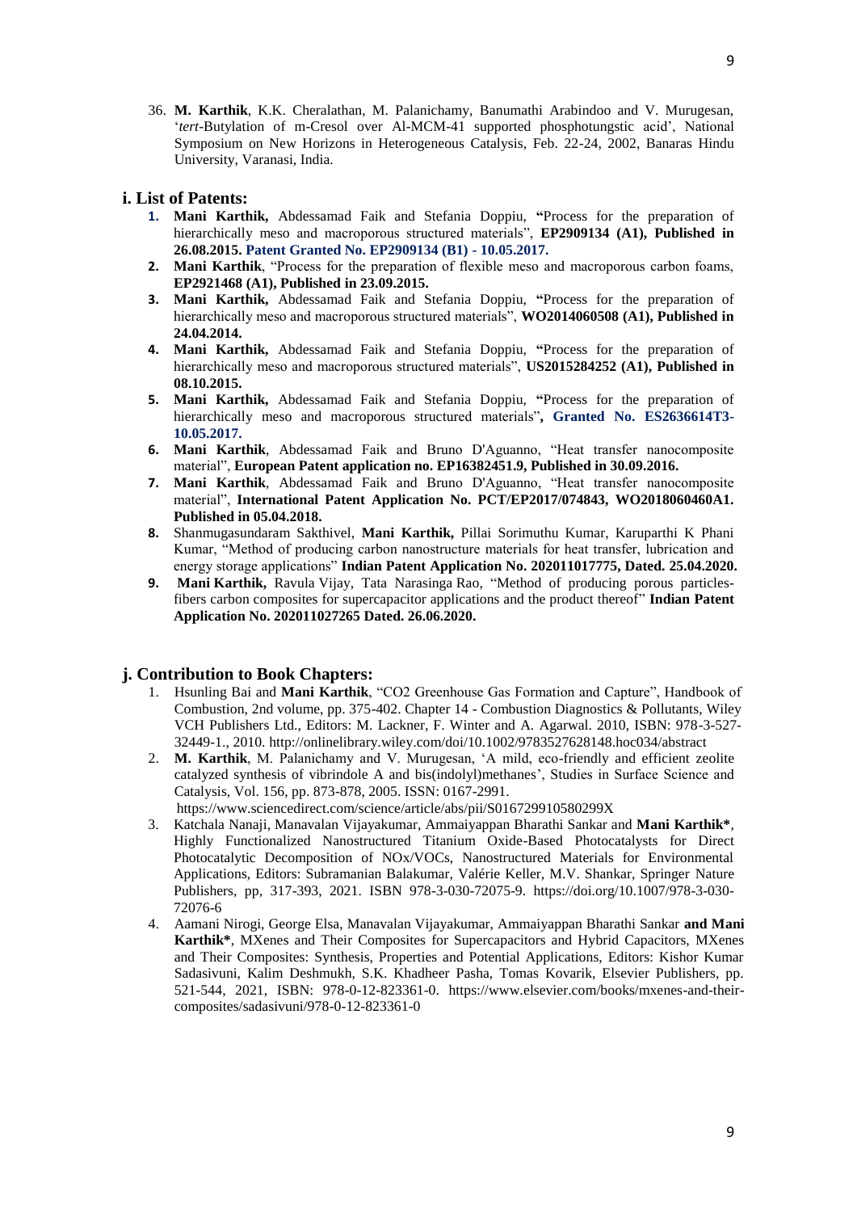36. **M. Karthik**, K.K. Cheralathan, M. Palanichamy, Banumathi Arabindoo and V. Murugesan, '*tert*-Butylation of m-Cresol over Al-MCM-41 supported phosphotungstic acid', National Symposium on New Horizons in Heterogeneous Catalysis, Feb. 22-24, 2002, Banaras Hindu University, Varanasi, India.

### i. List of Patents:

1. **Mani Karthik,** Abdessamad Faik and Stefania Doppiu, **"**Process for the preparation of hierarchically meso and macroporous structured materials", **EP2909134 (A1), Published in 26.08.2015. Patent Granted No. EP2909134 (B1) - 10.05.2017.**
2. **Mani Karthik**, "Process for the preparation of flexible meso and macroporous carbon foams, **EP2921468 (A1), Published in 23.09.2015.**
3. **Mani Karthik,** Abdessamad Faik and Stefania Doppiu, **"**Process for the preparation of hierarchically meso and macroporous structured materials", **WO2014060508 (A1), Published in 24.04.2014.**
4. **Mani Karthik,** Abdessamad Faik and Stefania Doppiu, **"**Process for the preparation of hierarchically meso and macroporous structured materials", **US2015284252 (A1), Published in 08.10.2015.**
5. **Mani Karthik,** Abdessamad Faik and Stefania Doppiu, **"**Process for the preparation of hierarchically meso and macroporous structured materials"**, Granted No. ES2636614T3-10.05.2017.**
6. **Mani Karthik**, Abdessamad Faik and Bruno D'Aguanno, "Heat transfer nanocomposite material", **European Patent application no. EP16382451.9, Published in 30.09.2016.**
7. **Mani Karthik**, Abdessamad Faik and Bruno D'Aguanno, "Heat transfer nanocomposite material", **International Patent Application No. PCT/EP2017/074843, WO2018060460A1. Published in 05.04.2018.**
8. Shanmugasundaram Sakthivel, **Mani Karthik,** Pillai Sorimuthu Kumar, Karuparthi K Phani Kumar, "Method of producing carbon nanostructure materials for heat transfer, lubrication and energy storage applications" **Indian Patent Application No. 202011017775, Dated. 25.04.2020.**
9. **Mani Karthik,** Ravula Vijay, Tata Narasinga Rao, "Method of producing porous particles-fibers carbon composites for supercapacitor applications and the product thereof" **Indian Patent Application No. 202011027265 Dated. 26.06.2020.**

### j. Contribution to Book Chapters:

1. Hsunling Bai and **Mani Karthik**, "CO2 Greenhouse Gas Formation and Capture", Handbook of Combustion, 2nd volume, pp. 375-402. Chapter 14 - Combustion Diagnostics & Pollutants, Wiley VCH Publishers Ltd., Editors: M. Lackner, F. Winter and A. Agarwal. 2010, ISBN: 978-3-527-32449-1., 2010. http://onlinelibrary.wiley.com/doi/10.1002/9783527628148.hoc034/abstract
2. **M. Karthik**, M. Palanichamy and V. Murugesan, 'A mild, eco-friendly and efficient zeolite catalyzed synthesis of vibrindole A and bis(indolyl)methanes', Studies in Surface Science and Catalysis, Vol. 156, pp. 873-878, 2005. ISSN: 0167-2991. https://www.sciencedirect.com/science/article/abs/pii/S016729910580299X
3. Katchala Nanaji, Manavalan Vijayakumar, Ammaiyappan Bharathi Sankar and **Mani Karthik\***, Highly Functionalized Nanostructured Titanium Oxide-Based Photocatalysts for Direct Photocatalytic Decomposition of NOx/VOCs, Nanostructured Materials for Environmental Applications, Editors: Subramanian Balakumar, Valérie Keller, M.V. Shankar, Springer Nature Publishers, pp, 317-393, 2021. ISBN 978-3-030-72075-9. https://doi.org/10.1007/978-3-030-72076-6
4. Aamani Nirogi, George Elsa, Manavalan Vijayakumar, Ammaiyappan Bharathi Sankar **and Mani Karthik\***, MXenes and Their Composites for Supercapacitors and Hybrid Capacitors, MXenes and Their Composites: Synthesis, Properties and Potential Applications, Editors: Kishor Kumar Sadasivuni, Kalim Deshmukh, S.K. Khadheer Pasha, Tomas Kovarik, Elsevier Publishers, pp. 521-544, 2021, ISBN: 978-0-12-823361-0. https://www.elsevier.com/books/mxenes-and-their-composites/sadasivuni/978-0-12-823361-0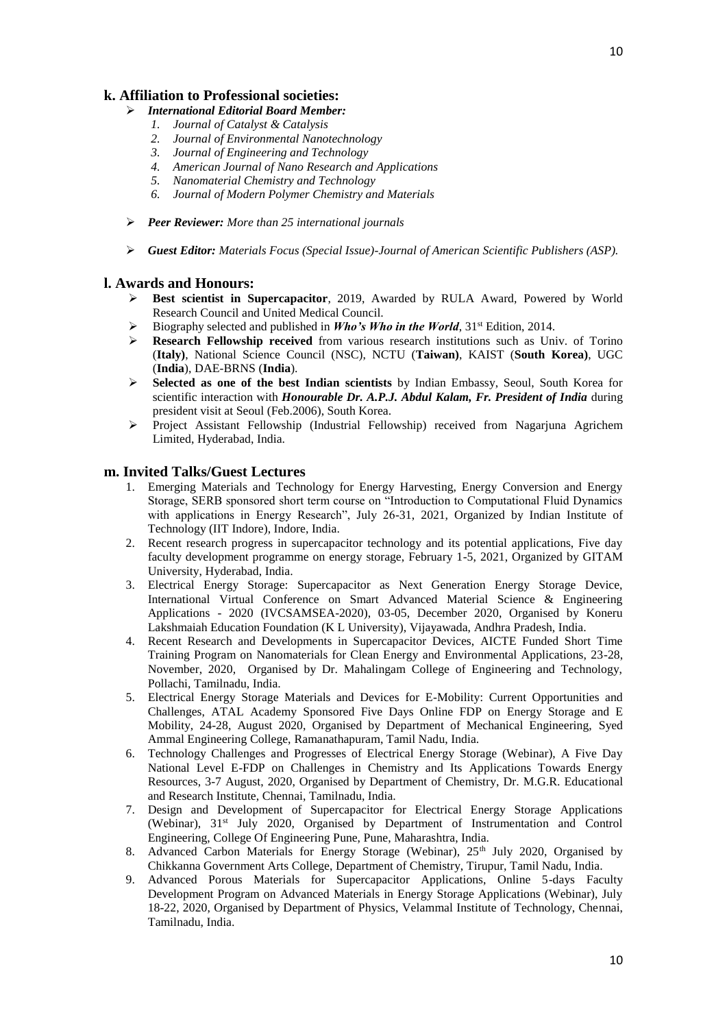## k. Affiliation to Professional societies:

- ***International Editorial Board Member:***
  1. *Journal of Catalyst & Catalysis*
  2. *Journal of Environmental Nanotechnology*
  3. *Journal of Engineering and Technology*
  4. *American Journal of Nano Research and Applications*
  5. *Nanomaterial Chemistry and Technology*
  6. *Journal of Modern Polymer Chemistry and Materials*

- ***Peer Reviewer:*** *More than 25 international journals*

- ***Guest Editor:*** *Materials Focus (Special Issue)-Journal of American Scientific Publishers (ASP).*

## l. Awards and Honours:

- **Best scientist in Supercapacitor**, 2019, Awarded by RULA Award, Powered by World Research Council and United Medical Council.
- Biography selected and published in ***Who's Who in the World***, 31st Edition, 2014.
- **Research Fellowship received** from various research institutions such as Univ. of Torino (**Italy**), National Science Council (NSC), NCTU (**Taiwan**), KAIST (**South Korea**), UGC (**India**), DAE-BRNS (**India**).
- **Selected as one of the best Indian scientists** by Indian Embassy, Seoul, South Korea for scientific interaction with ***Honourable Dr. A.P.J. Abdul Kalam, Fr. President of India*** during president visit at Seoul (Feb.2006), South Korea.
- Project Assistant Fellowship (Industrial Fellowship) received from Nagarjuna Agrichem Limited, Hyderabad, India.

## m. Invited Talks/Guest Lectures

1. Emerging Materials and Technology for Energy Harvesting, Energy Conversion and Energy Storage, SERB sponsored short term course on "Introduction to Computational Fluid Dynamics with applications in Energy Research", July 26-31, 2021, Organized by Indian Institute of Technology (IIT Indore), Indore, India.
2. Recent research progress in supercapacitor technology and its potential applications, Five day faculty development programme on energy storage, February 1-5, 2021, Organized by GITAM University, Hyderabad, India.
3. Electrical Energy Storage: Supercapacitor as Next Generation Energy Storage Device, International Virtual Conference on Smart Advanced Material Science & Engineering Applications - 2020 (IVCSAMSEA-2020), 03-05, December 2020, Organised by Koneru Lakshmaiah Education Foundation (K L University), Vijayawada, Andhra Pradesh, India.
4. Recent Research and Developments in Supercapacitor Devices, AICTE Funded Short Time Training Program on Nanomaterials for Clean Energy and Environmental Applications, 23-28, November, 2020, Organised by Dr. Mahalingam College of Engineering and Technology, Pollachi, Tamilnadu, India.
5. Electrical Energy Storage Materials and Devices for E-Mobility: Current Opportunities and Challenges, ATAL Academy Sponsored Five Days Online FDP on Energy Storage and E Mobility, 24-28, August 2020, Organised by Department of Mechanical Engineering, Syed Ammal Engineering College, Ramanathapuram, Tamil Nadu, India.
6. Technology Challenges and Progresses of Electrical Energy Storage (Webinar), A Five Day National Level E-FDP on Challenges in Chemistry and Its Applications Towards Energy Resources, 3-7 August, 2020, Organised by Department of Chemistry, Dr. M.G.R. Educational and Research Institute, Chennai, Tamilnadu, India.
7. Design and Development of Supercapacitor for Electrical Energy Storage Applications (Webinar), 31st July 2020, Organised by Department of Instrumentation and Control Engineering, College Of Engineering Pune, Pune, Maharashtra, India.
8. Advanced Carbon Materials for Energy Storage (Webinar), 25th July 2020, Organised by Chikkanna Government Arts College, Department of Chemistry, Tirupur, Tamil Nadu, India.
9. Advanced Porous Materials for Supercapacitor Applications, Online 5-days Faculty Development Program on Advanced Materials in Energy Storage Applications (Webinar), July 18-22, 2020, Organised by Department of Physics, Velammal Institute of Technology, Chennai, Tamilnadu, India.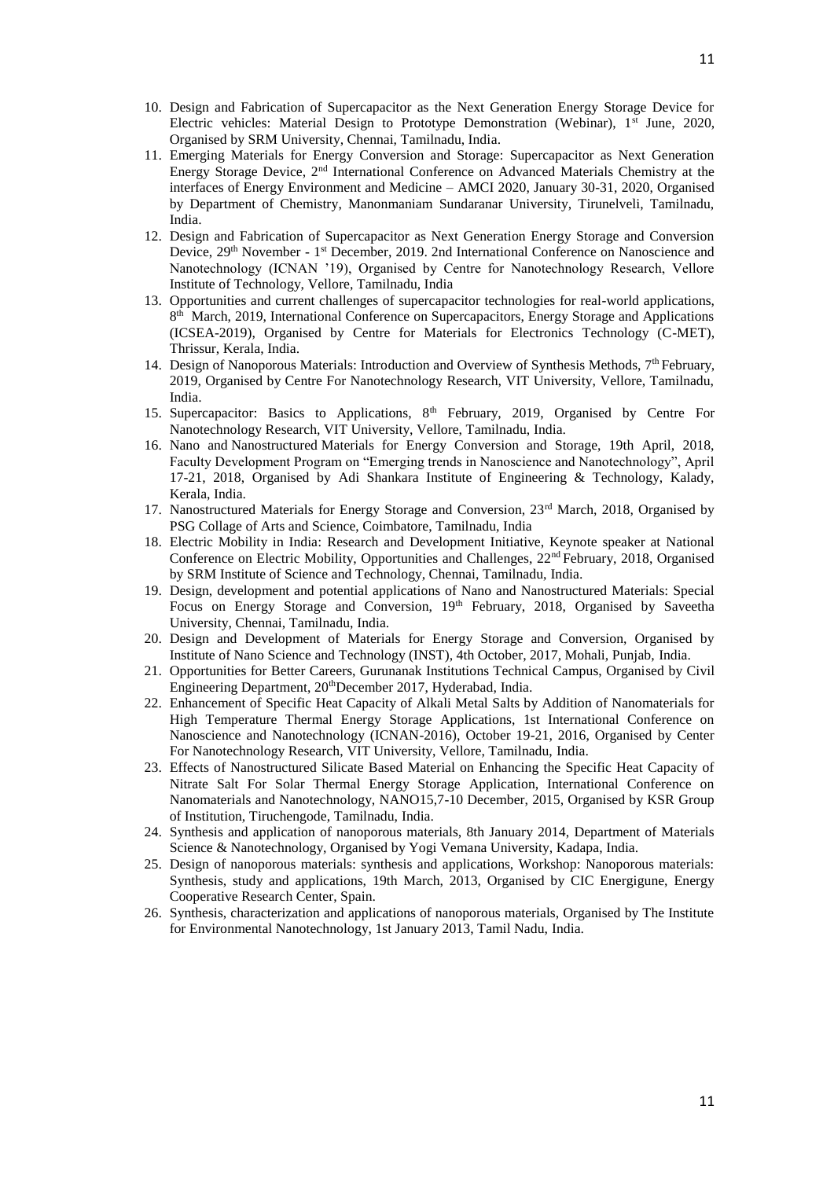10. Design and Fabrication of Supercapacitor as the Next Generation Energy Storage Device for Electric vehicles: Material Design to Prototype Demonstration (Webinar), 1st June, 2020, Organised by SRM University, Chennai, Tamilnadu, India.
11. Emerging Materials for Energy Conversion and Storage: Supercapacitor as Next Generation Energy Storage Device, 2nd International Conference on Advanced Materials Chemistry at the interfaces of Energy Environment and Medicine – AMCI 2020, January 30-31, 2020, Organised by Department of Chemistry, Manonmaniam Sundaranar University, Tirunelveli, Tamilnadu, India.
12. Design and Fabrication of Supercapacitor as Next Generation Energy Storage and Conversion Device, 29th November - 1st December, 2019. 2nd International Conference on Nanoscience and Nanotechnology (ICNAN '19), Organised by Centre for Nanotechnology Research, Vellore Institute of Technology, Vellore, Tamilnadu, India
13. Opportunities and current challenges of supercapacitor technologies for real-world applications, 8th March, 2019, International Conference on Supercapacitors, Energy Storage and Applications (ICSEA-2019), Organised by Centre for Materials for Electronics Technology (C-MET), Thrissur, Kerala, India.
14. Design of Nanoporous Materials: Introduction and Overview of Synthesis Methods, 7th February, 2019, Organised by Centre For Nanotechnology Research, VIT University, Vellore, Tamilnadu, India.
15. Supercapacitor: Basics to Applications, 8th February, 2019, Organised by Centre For Nanotechnology Research, VIT University, Vellore, Tamilnadu, India.
16. Nano and Nanostructured Materials for Energy Conversion and Storage, 19th April, 2018, Faculty Development Program on "Emerging trends in Nanoscience and Nanotechnology", April 17-21, 2018, Organised by Adi Shankara Institute of Engineering & Technology, Kalady, Kerala, India.
17. Nanostructured Materials for Energy Storage and Conversion, 23rd March, 2018, Organised by PSG Collage of Arts and Science, Coimbatore, Tamilnadu, India
18. Electric Mobility in India: Research and Development Initiative, Keynote speaker at National Conference on Electric Mobility, Opportunities and Challenges, 22nd February, 2018, Organised by SRM Institute of Science and Technology, Chennai, Tamilnadu, India.
19. Design, development and potential applications of Nano and Nanostructured Materials: Special Focus on Energy Storage and Conversion, 19th February, 2018, Organised by Saveetha University, Chennai, Tamilnadu, India.
20. Design and Development of Materials for Energy Storage and Conversion, Organised by Institute of Nano Science and Technology (INST), 4th October, 2017, Mohali, Punjab, India.
21. Opportunities for Better Careers, Gurunanak Institutions Technical Campus, Organised by Civil Engineering Department, 20thDecember 2017, Hyderabad, India.
22. Enhancement of Specific Heat Capacity of Alkali Metal Salts by Addition of Nanomaterials for High Temperature Thermal Energy Storage Applications, 1st International Conference on Nanoscience and Nanotechnology (ICNAN-2016), October 19-21, 2016, Organised by Center For Nanotechnology Research, VIT University, Vellore, Tamilnadu, India.
23. Effects of Nanostructured Silicate Based Material on Enhancing the Specific Heat Capacity of Nitrate Salt For Solar Thermal Energy Storage Application, International Conference on Nanomaterials and Nanotechnology, NANO15,7-10 December, 2015, Organised by KSR Group of Institution, Tiruchengode, Tamilnadu, India.
24. Synthesis and application of nanoporous materials, 8th January 2014, Department of Materials Science & Nanotechnology, Organised by Yogi Vemana University, Kadapa, India.
25. Design of nanoporous materials: synthesis and applications, Workshop: Nanoporous materials: Synthesis, study and applications, 19th March, 2013, Organised by CIC Energigune, Energy Cooperative Research Center, Spain.
26. Synthesis, characterization and applications of nanoporous materials, Organised by The Institute for Environmental Nanotechnology, 1st January 2013, Tamil Nadu, India.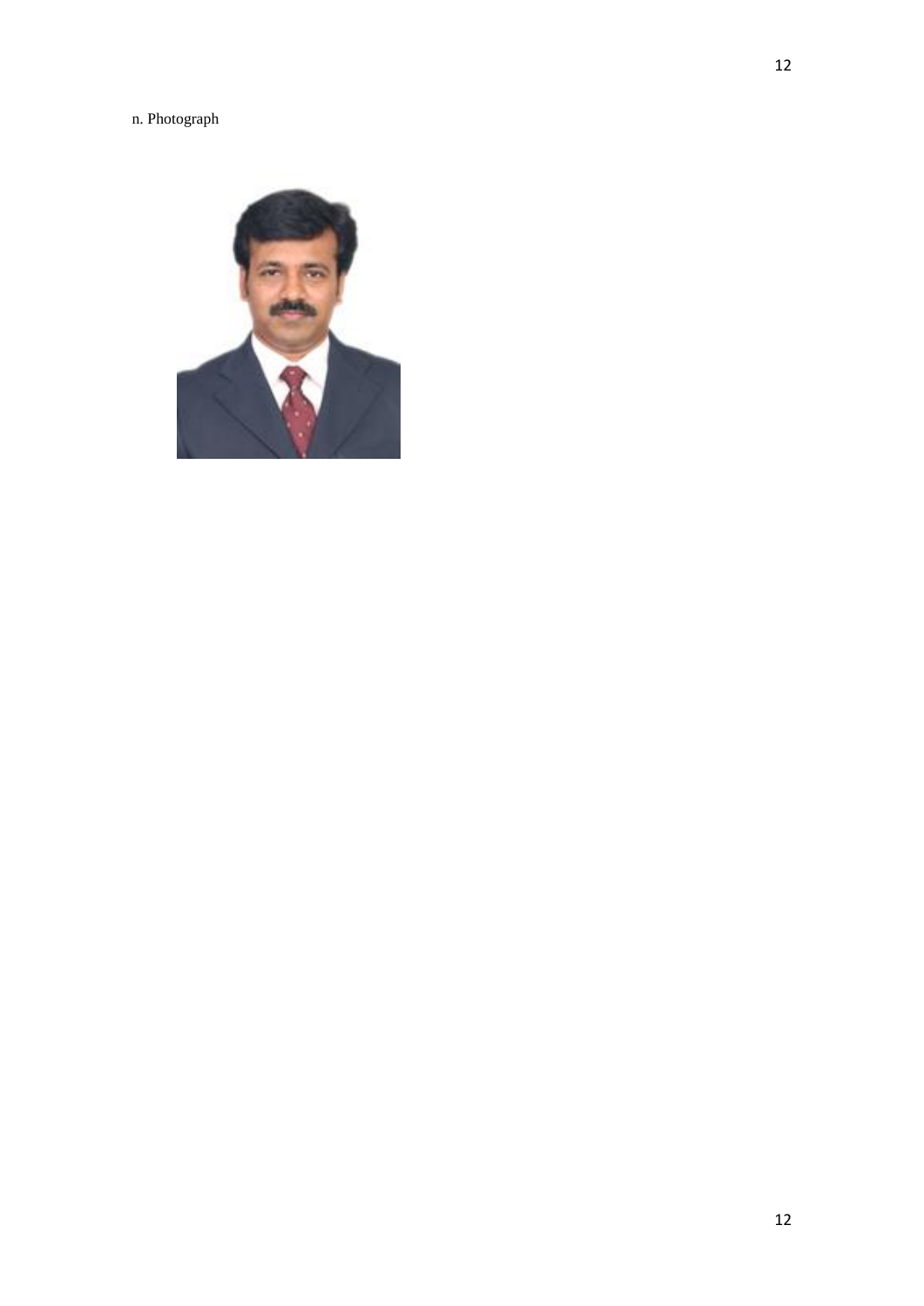n. Photograph